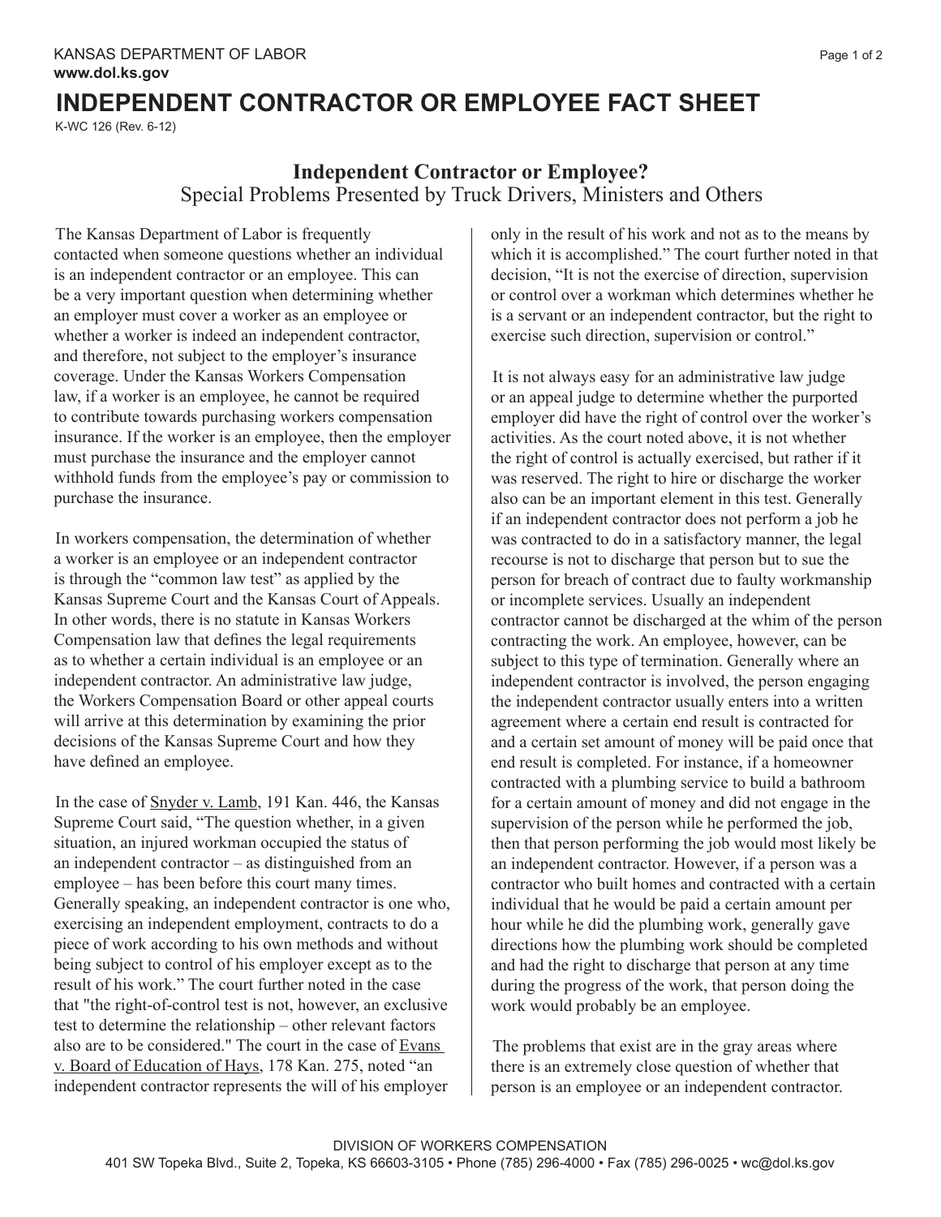KANSAS DEPARTMENT OF LABOR
**www.dol.ks.gov**

# INDEPENDENT CONTRACTOR OR EMPLOYEE FACT SHEET

K-WC 126 (Rev. 6-12)

## Independent Contractor or Employee?

Special Problems Presented by Truck Drivers, Ministers and Others

The Kansas Department of Labor is frequently contacted when someone questions whether an individual is an independent contractor or an employee. This can be a very important question when determining whether an employer must cover a worker as an employee or whether a worker is indeed an independent contractor, and therefore, not subject to the employer's insurance coverage. Under the Kansas Workers Compensation law, if a worker is an employee, he cannot be required to contribute towards purchasing workers compensation insurance. If the worker is an employee, then the employer must purchase the insurance and the employer cannot withhold funds from the employee's pay or commission to purchase the insurance.

In workers compensation, the determination of whether a worker is an employee or an independent contractor is through the "common law test" as applied by the Kansas Supreme Court and the Kansas Court of Appeals. In other words, there is no statute in Kansas Workers Compensation law that defines the legal requirements as to whether a certain individual is an employee or an independent contractor. An administrative law judge, the Workers Compensation Board or other appeal courts will arrive at this determination by examining the prior decisions of the Kansas Supreme Court and how they have defined an employee.

In the case of Snyder v. Lamb, 191 Kan. 446, the Kansas Supreme Court said, "The question whether, in a given situation, an injured workman occupied the status of an independent contractor – as distinguished from an employee – has been before this court many times. Generally speaking, an independent contractor is one who, exercising an independent employment, contracts to do a piece of work according to his own methods and without being subject to control of his employer except as to the result of his work." The court further noted in the case that "the right-of-control test is not, however, an exclusive test to determine the relationship – other relevant factors also are to be considered." The court in the case of Evans v. Board of Education of Hays, 178 Kan. 275, noted "an independent contractor represents the will of his employer only in the result of his work and not as to the means by which it is accomplished." The court further noted in that decision, "It is not the exercise of direction, supervision or control over a workman which determines whether he is a servant or an independent contractor, but the right to exercise such direction, supervision or control."

It is not always easy for an administrative law judge or an appeal judge to determine whether the purported employer did have the right of control over the worker's activities. As the court noted above, it is not whether the right of control is actually exercised, but rather if it was reserved. The right to hire or discharge the worker also can be an important element in this test. Generally if an independent contractor does not perform a job he was contracted to do in a satisfactory manner, the legal recourse is not to discharge that person but to sue the person for breach of contract due to faulty workmanship or incomplete services. Usually an independent contractor cannot be discharged at the whim of the person contracting the work. An employee, however, can be subject to this type of termination. Generally where an independent contractor is involved, the person engaging the independent contractor usually enters into a written agreement where a certain end result is contracted for and a certain set amount of money will be paid once that end result is completed. For instance, if a homeowner contracted with a plumbing service to build a bathroom for a certain amount of money and did not engage in the supervision of the person while he performed the job, then that person performing the job would most likely be an independent contractor. However, if a person was a contractor who built homes and contracted with a certain individual that he would be paid a certain amount per hour while he did the plumbing work, generally gave directions how the plumbing work should be completed and had the right to discharge that person at any time during the progress of the work, that person doing the work would probably be an employee.

The problems that exist are in the gray areas where there is an extremely close question of whether that person is an employee or an independent contractor.

DIVISION OF WORKERS COMPENSATION
401 SW Topeka Blvd., Suite 2, Topeka, KS 66603-3105 • Phone (785) 296-4000 • Fax (785) 296-0025 • wc@dol.ks.gov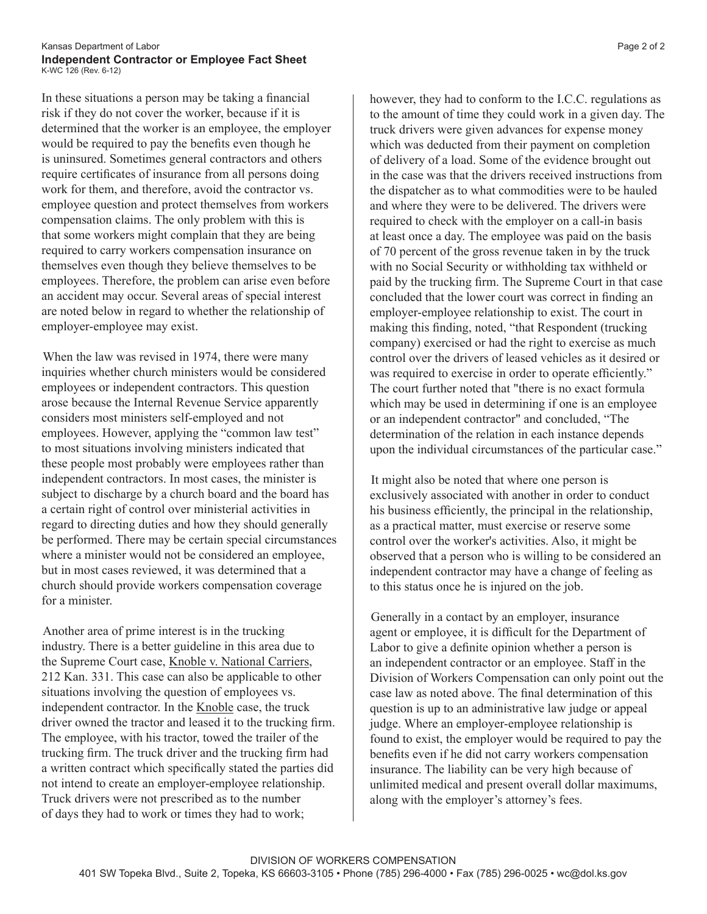In these situations a person may be taking a financial risk if they do not cover the worker, because if it is determined that the worker is an employee, the employer would be required to pay the benefits even though he is uninsured. Sometimes general contractors and others require certificates of insurance from all persons doing work for them, and therefore, avoid the contractor vs. employee question and protect themselves from workers compensation claims. The only problem with this is that some workers might complain that they are being required to carry workers compensation insurance on themselves even though they believe themselves to be employees. Therefore, the problem can arise even before an accident may occur. Several areas of special interest are noted below in regard to whether the relationship of employer-employee may exist.

When the law was revised in 1974, there were many inquiries whether church ministers would be considered employees or independent contractors. This question arose because the Internal Revenue Service apparently considers most ministers self-employed and not employees. However, applying the "common law test" to most situations involving ministers indicated that these people most probably were employees rather than independent contractors. In most cases, the minister is subject to discharge by a church board and the board has a certain right of control over ministerial activities in regard to directing duties and how they should generally be performed. There may be certain special circumstances where a minister would not be considered an employee, but in most cases reviewed, it was determined that a church should provide workers compensation coverage for a minister.

Another area of prime interest is in the trucking industry. There is a better guideline in this area due to the Supreme Court case, Knoble v. National Carriers, 212 Kan. 331. This case can also be applicable to other situations involving the question of employees vs. independent contractor. In the Knoble case, the truck driver owned the tractor and leased it to the trucking firm. The employee, with his tractor, towed the trailer of the trucking firm. The truck driver and the trucking firm had a written contract which specifically stated the parties did not intend to create an employer-employee relationship. Truck drivers were not prescribed as to the number of days they had to work or times they had to work; however, they had to conform to the I.C.C. regulations as to the amount of time they could work in a given day. The truck drivers were given advances for expense money which was deducted from their payment on completion of delivery of a load. Some of the evidence brought out in the case was that the drivers received instructions from the dispatcher as to what commodities were to be hauled and where they were to be delivered. The drivers were required to check with the employer on a call-in basis at least once a day. The employee was paid on the basis of 70 percent of the gross revenue taken in by the truck with no Social Security or withholding tax withheld or paid by the trucking firm. The Supreme Court in that case concluded that the lower court was correct in finding an employer-employee relationship to exist. The court in making this finding, noted, "that Respondent (trucking company) exercised or had the right to exercise as much control over the drivers of leased vehicles as it desired or was required to exercise in order to operate efficiently." The court further noted that "there is no exact formula which may be used in determining if one is an employee or an independent contractor" and concluded, "The determination of the relation in each instance depends upon the individual circumstances of the particular case."

It might also be noted that where one person is exclusively associated with another in order to conduct his business efficiently, the principal in the relationship, as a practical matter, must exercise or reserve some control over the worker's activities. Also, it might be observed that a person who is willing to be considered an independent contractor may have a change of feeling as to this status once he is injured on the job.

Generally in a contact by an employer, insurance agent or employee, it is difficult for the Department of Labor to give a definite opinion whether a person is an independent contractor or an employee. Staff in the Division of Workers Compensation can only point out the case law as noted above. The final determination of this question is up to an administrative law judge or appeal judge. Where an employer-employee relationship is found to exist, the employer would be required to pay the benefits even if he did not carry workers compensation insurance. The liability can be very high because of unlimited medical and present overall dollar maximums, along with the employer's attorney's fees.

DIVISION OF WORKERS COMPENSATION
401 SW Topeka Blvd., Suite 2, Topeka, KS 66603-3105 • Phone (785) 296-4000 • Fax (785) 296-0025 • wc@dol.ks.gov